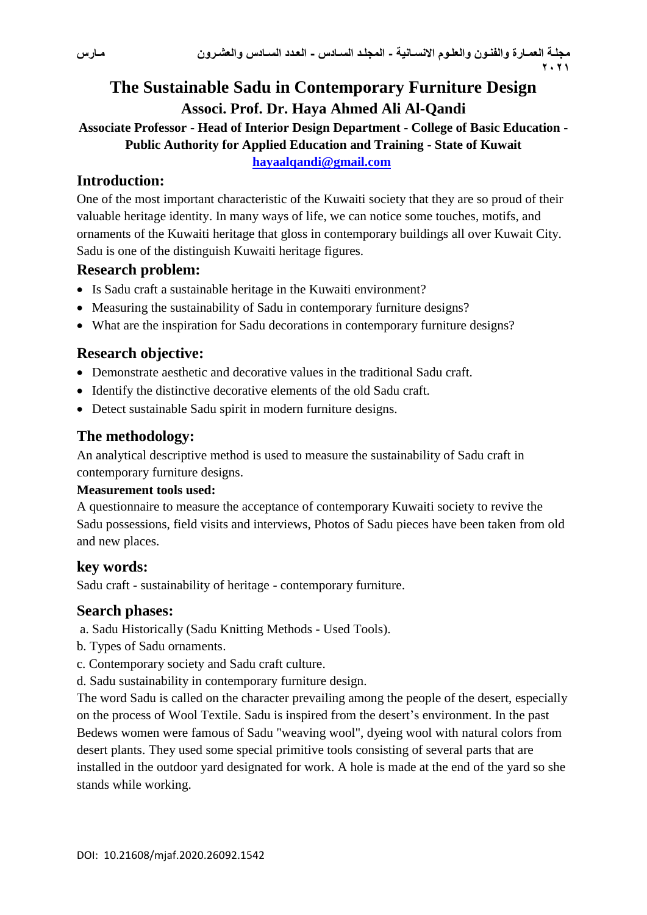# The Sustainable Sadu in Contemporary Furniture Design

## Associ. Prof. Dr. Haya Ahmed Ali Al-Qandi

**Associate Professor - Head of Interior Design Department - College of Basic Education - Public Authority for Applied Education and Training - State of Kuwait**

hayaalqandi@gmail.com

## Introduction:

One of the most important characteristic of the Kuwaiti society that they are so proud of their valuable heritage identity. In many ways of life, we can notice some touches, motifs, and ornaments of the Kuwaiti heritage that gloss in contemporary buildings all over Kuwait City. Sadu is one of the distinguish Kuwaiti heritage figures.

## Research problem:

- Is Sadu craft a sustainable heritage in the Kuwaiti environment?
- Measuring the sustainability of Sadu in contemporary furniture designs?
- What are the inspiration for Sadu decorations in contemporary furniture designs?

## Research objective:

- Demonstrate aesthetic and decorative values in the traditional Sadu craft.
- Identify the distinctive decorative elements of the old Sadu craft.
- Detect sustainable Sadu spirit in modern furniture designs.

## The methodology:

An analytical descriptive method is used to measure the sustainability of Sadu craft in contemporary furniture designs.

**Measurement tools used:**

A questionnaire to measure the acceptance of contemporary Kuwaiti society to revive the Sadu possessions, field visits and interviews, Photos of Sadu pieces have been taken from old and new places.

## key words:

Sadu craft - sustainability of heritage - contemporary furniture.

## Search phases:

a. Sadu Historically (Sadu Knitting Methods - Used Tools).

b. Types of Sadu ornaments.

c. Contemporary society and Sadu craft culture.

d. Sadu sustainability in contemporary furniture design.

The word Sadu is called on the character prevailing among the people of the desert, especially on the process of Wool Textile. Sadu is inspired from the desert's environment. In the past Bedews women were famous of Sadu "weaving wool", dyeing wool with natural colors from desert plants. They used some special primitive tools consisting of several parts that are installed in the outdoor yard designated for work. A hole is made at the end of the yard so she stands while working.

DOI: 10.21608/mjaf.2020.26092.1542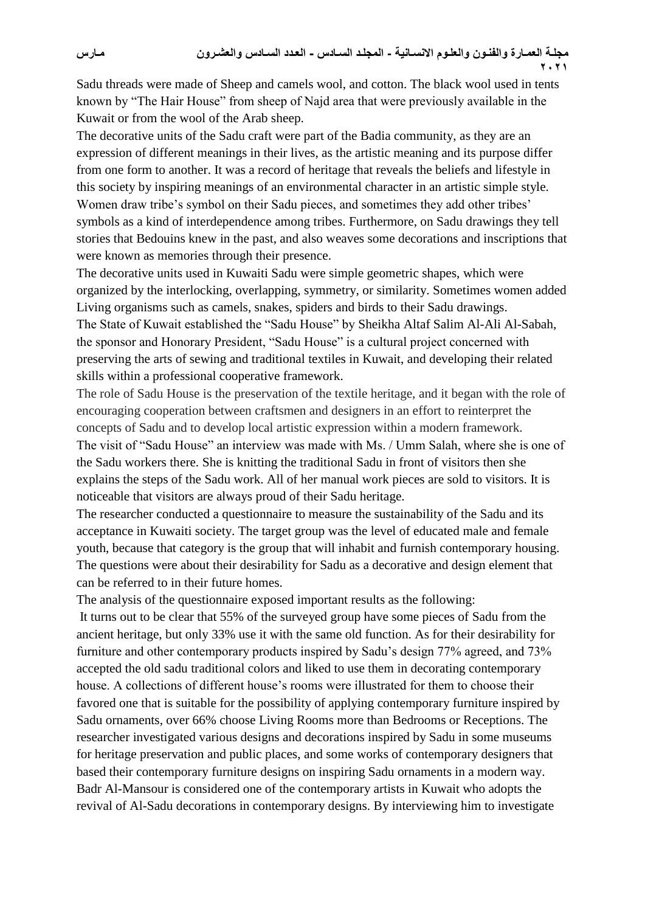Sadu threads were made of Sheep and camels wool, and cotton. The black wool used in tents known by “The Hair House” from sheep of Najd area that were previously available in the Kuwait or from the wool of the Arab sheep.

The decorative units of the Sadu craft were part of the Badia community, as they are an expression of different meanings in their lives, as the artistic meaning and its purpose differ from one form to another. It was a record of heritage that reveals the beliefs and lifestyle in this society by inspiring meanings of an environmental character in an artistic simple style. Women draw tribe’s symbol on their Sadu pieces, and sometimes they add other tribes’ symbols as a kind of interdependence among tribes. Furthermore, on Sadu drawings they tell stories that Bedouins knew in the past, and also weaves some decorations and inscriptions that were known as memories through their presence.

The decorative units used in Kuwaiti Sadu were simple geometric shapes, which were organized by the interlocking, overlapping, symmetry, or similarity. Sometimes women added Living organisms such as camels, snakes, spiders and birds to their Sadu drawings.

The State of Kuwait established the “Sadu House” by Sheikha Altaf Salim Al-Ali Al-Sabah, the sponsor and Honorary President, “Sadu House” is a cultural project concerned with preserving the arts of sewing and traditional textiles in Kuwait, and developing their related skills within a professional cooperative framework.

The role of Sadu House is the preservation of the textile heritage, and it began with the role of encouraging cooperation between craftsmen and designers in an effort to reinterpret the concepts of Sadu and to develop local artistic expression within a modern framework.

The visit of “Sadu House” an interview was made with Ms. / Umm Salah, where she is one of the Sadu workers there. She is knitting the traditional Sadu in front of visitors then she explains the steps of the Sadu work. All of her manual work pieces are sold to visitors. It is noticeable that visitors are always proud of their Sadu heritage.

The researcher conducted a questionnaire to measure the sustainability of the Sadu and its acceptance in Kuwaiti society. The target group was the level of educated male and female youth, because that category is the group that will inhabit and furnish contemporary housing. The questions were about their desirability for Sadu as a decorative and design element that can be referred to in their future homes.

The analysis of the questionnaire exposed important results as the following:

It turns out to be clear that 55% of the surveyed group have some pieces of Sadu from the ancient heritage, but only 33% use it with the same old function. As for their desirability for furniture and other contemporary products inspired by Sadu’s design 77% agreed, and 73% accepted the old sadu traditional colors and liked to use them in decorating contemporary house. A collections of different house’s rooms were illustrated for them to choose their favored one that is suitable for the possibility of applying contemporary furniture inspired by Sadu ornaments, over 66% choose Living Rooms more than Bedrooms or Receptions. The researcher investigated various designs and decorations inspired by Sadu in some museums for heritage preservation and public places, and some works of contemporary designers that based their contemporary furniture designs on inspiring Sadu ornaments in a modern way. Badr Al-Mansour is considered one of the contemporary artists in Kuwait who adopts the revival of Al-Sadu decorations in contemporary designs. By interviewing him to investigate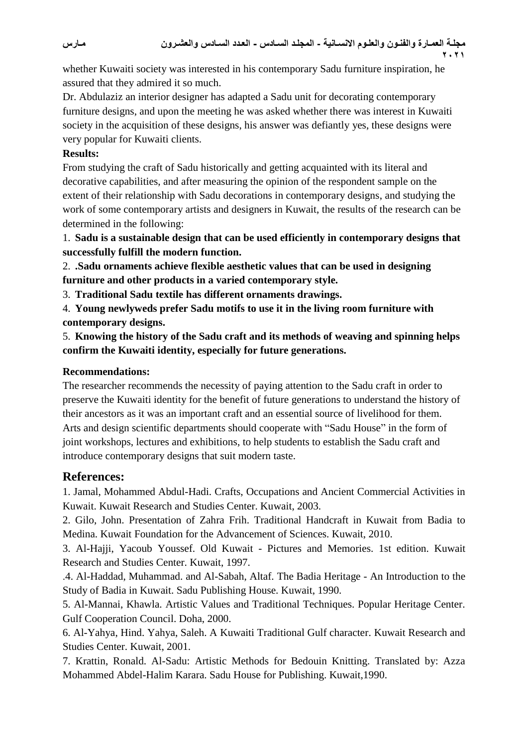whether Kuwaiti society was interested in his contemporary Sadu furniture inspiration, he assured that they admired it so much.

Dr. Abdulaziz an interior designer has adapted a Sadu unit for decorating contemporary furniture designs, and upon the meeting he was asked whether there was interest in Kuwaiti society in the acquisition of these designs, his answer was defiantly yes, these designs were very popular for Kuwaiti clients.

**Results:**

From studying the craft of Sadu historically and getting acquainted with its literal and decorative capabilities, and after measuring the opinion of the respondent sample on the extent of their relationship with Sadu decorations in contemporary designs, and studying the work of some contemporary artists and designers in Kuwait, the results of the research can be determined in the following:

1. **Sadu is a sustainable design that can be used efficiently in contemporary designs that successfully fulfill the modern function.**
2. **.Sadu ornaments achieve flexible aesthetic values that can be used in designing furniture and other products in a varied contemporary style.**
3. **Traditional Sadu textile has different ornaments drawings.**
4. **Young newlyweds prefer Sadu motifs to use it in the living room furniture with contemporary designs.**
5. **Knowing the history of the Sadu craft and its methods of weaving and spinning helps confirm the Kuwaiti identity, especially for future generations.**

**Recommendations:**

The researcher recommends the necessity of paying attention to the Sadu craft in order to preserve the Kuwaiti identity for the benefit of future generations to understand the history of their ancestors as it was an important craft and an essential source of livelihood for them. Arts and design scientific departments should cooperate with "Sadu House" in the form of joint workshops, lectures and exhibitions, to help students to establish the Sadu craft and introduce contemporary designs that suit modern taste.

## References:

1. Jamal, Mohammed Abdul-Hadi. Crafts, Occupations and Ancient Commercial Activities in Kuwait. Kuwait Research and Studies Center. Kuwait, 2003.

2. Gilo, John. Presentation of Zahra Frih. Traditional Handcraft in Kuwait from Badia to Medina. Kuwait Foundation for the Advancement of Sciences. Kuwait, 2010.

3. Al-Hajji, Yacoub Youssef. Old Kuwait - Pictures and Memories. 1st edition. Kuwait Research and Studies Center. Kuwait, 1997.

.4. Al-Haddad, Muhammad. and Al-Sabah, Altaf. The Badia Heritage - An Introduction to the Study of Badia in Kuwait. Sadu Publishing House. Kuwait, 1990.

5. Al-Mannai, Khawla. Artistic Values and Traditional Techniques. Popular Heritage Center. Gulf Cooperation Council. Doha, 2000.

6. Al-Yahya, Hind. Yahya, Saleh. A Kuwaiti Traditional Gulf character. Kuwait Research and Studies Center. Kuwait, 2001.

7. Krattin, Ronald. Al-Sadu: Artistic Methods for Bedouin Knitting. Translated by: Azza Mohammed Abdel-Halim Karara. Sadu House for Publishing. Kuwait,1990.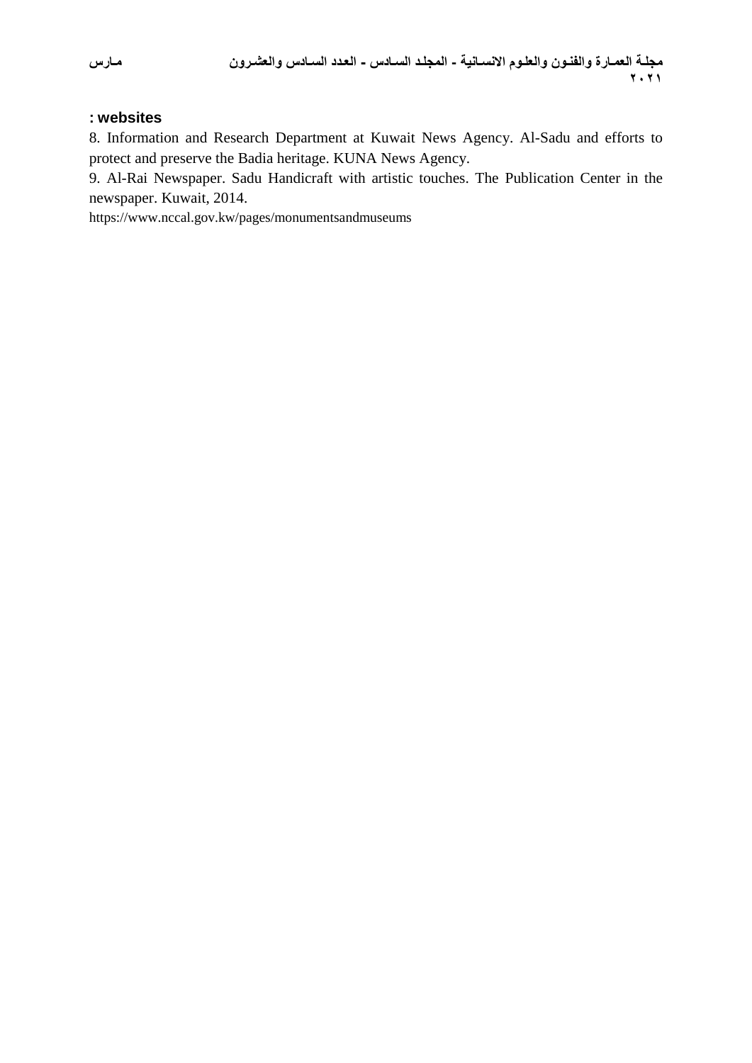**: websites**

8. Information and Research Department at Kuwait News Agency. Al-Sadu and efforts to protect and preserve the Badia heritage. KUNA News Agency.

9. Al-Rai Newspaper. Sadu Handicraft with artistic touches. The Publication Center in the newspaper. Kuwait, 2014.

https://www.nccal.gov.kw/pages/monumentsandmuseums